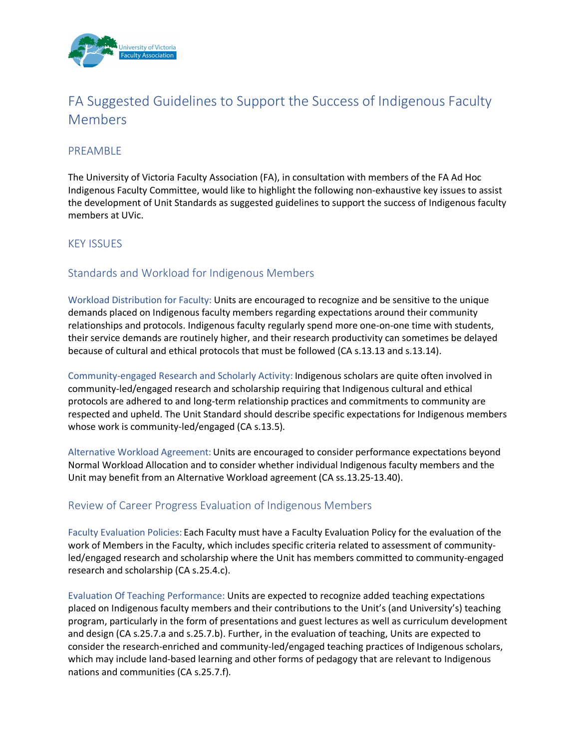# FA Suggested Guidelines to Support the Success of Indigenous Faculty Members

## PREAMBLE

The University of Victoria Faculty Association (FA), in consultation with members of the FA Ad Hoc Indigenous Faculty Committee, would like to highlight the following non-exhaustive key issues to assist the development of Unit Standards as suggested guidelines to support the success of Indigenous faculty members at UVic.

## KEY ISSUES

### Standards and Workload for Indigenous Members

Workload Distribution for Faculty: Units are encouraged to recognize and be sensitive to the unique demands placed on Indigenous faculty members regarding expectations around their community relationships and protocols. Indigenous faculty regularly spend more one-on-one time with students, their service demands are routinely higher, and their research productivity can sometimes be delayed because of cultural and ethical protocols that must be followed (CA s.13.13 and s.13.14).

Community-engaged Research and Scholarly Activity: Indigenous scholars are quite often involved in community-led/engaged research and scholarship requiring that Indigenous cultural and ethical protocols are adhered to and long-term relationship practices and commitments to community are respected and upheld. The Unit Standard should describe specific expectations for Indigenous members whose work is community-led/engaged (CA s.13.5).

Alternative Workload Agreement: Units are encouraged to consider performance expectations beyond Normal Workload Allocation and to consider whether individual Indigenous faculty members and the Unit may benefit from an Alternative Workload agreement (CA ss.13.25-13.40).

### Review of Career Progress Evaluation of Indigenous Members

Faculty Evaluation Policies: Each Faculty must have a Faculty Evaluation Policy for the evaluation of the work of Members in the Faculty, which includes specific criteria related to assessment of community-led/engaged research and scholarship where the Unit has members committed to community-engaged research and scholarship (CA s.25.4.c).

Evaluation Of Teaching Performance: Units are expected to recognize added teaching expectations placed on Indigenous faculty members and their contributions to the Unit's (and University's) teaching program, particularly in the form of presentations and guest lectures as well as curriculum development and design (CA s.25.7.a and s.25.7.b). Further, in the evaluation of teaching, Units are expected to consider the research-enriched and community-led/engaged teaching practices of Indigenous scholars, which may include land-based learning and other forms of pedagogy that are relevant to Indigenous nations and communities (CA s.25.7.f).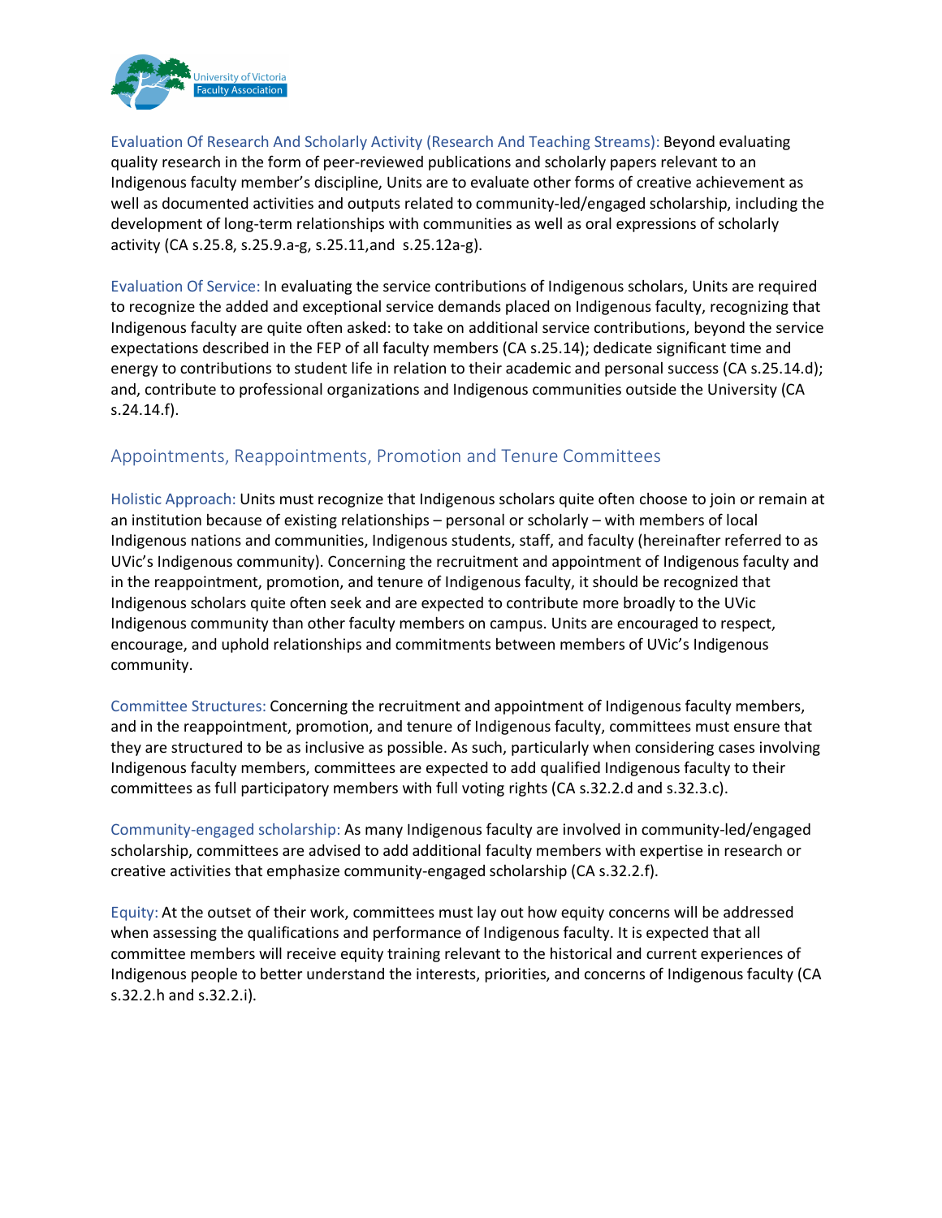Evaluation Of Research And Scholarly Activity (Research And Teaching Streams): Beyond evaluating quality research in the form of peer-reviewed publications and scholarly papers relevant to an Indigenous faculty member's discipline, Units are to evaluate other forms of creative achievement as well as documented activities and outputs related to community-led/engaged scholarship, including the development of long-term relationships with communities as well as oral expressions of scholarly activity (CA s.25.8, s.25.9.a-g, s.25.11,and s.25.12a-g).

Evaluation Of Service: In evaluating the service contributions of Indigenous scholars, Units are required to recognize the added and exceptional service demands placed on Indigenous faculty, recognizing that Indigenous faculty are quite often asked: to take on additional service contributions, beyond the service expectations described in the FEP of all faculty members (CA s.25.14); dedicate significant time and energy to contributions to student life in relation to their academic and personal success (CA s.25.14.d); and, contribute to professional organizations and Indigenous communities outside the University (CA s.24.14.f).

## Appointments, Reappointments, Promotion and Tenure Committees

Holistic Approach: Units must recognize that Indigenous scholars quite often choose to join or remain at an institution because of existing relationships – personal or scholarly – with members of local Indigenous nations and communities, Indigenous students, staff, and faculty (hereinafter referred to as UVic's Indigenous community). Concerning the recruitment and appointment of Indigenous faculty and in the reappointment, promotion, and tenure of Indigenous faculty, it should be recognized that Indigenous scholars quite often seek and are expected to contribute more broadly to the UVic Indigenous community than other faculty members on campus. Units are encouraged to respect, encourage, and uphold relationships and commitments between members of UVic's Indigenous community.

Committee Structures: Concerning the recruitment and appointment of Indigenous faculty members, and in the reappointment, promotion, and tenure of Indigenous faculty, committees must ensure that they are structured to be as inclusive as possible. As such, particularly when considering cases involving Indigenous faculty members, committees are expected to add qualified Indigenous faculty to their committees as full participatory members with full voting rights (CA s.32.2.d and s.32.3.c).

Community-engaged scholarship: As many Indigenous faculty are involved in community-led/engaged scholarship, committees are advised to add additional faculty members with expertise in research or creative activities that emphasize community-engaged scholarship (CA s.32.2.f).

Equity: At the outset of their work, committees must lay out how equity concerns will be addressed when assessing the qualifications and performance of Indigenous faculty. It is expected that all committee members will receive equity training relevant to the historical and current experiences of Indigenous people to better understand the interests, priorities, and concerns of Indigenous faculty (CA s.32.2.h and s.32.2.i).